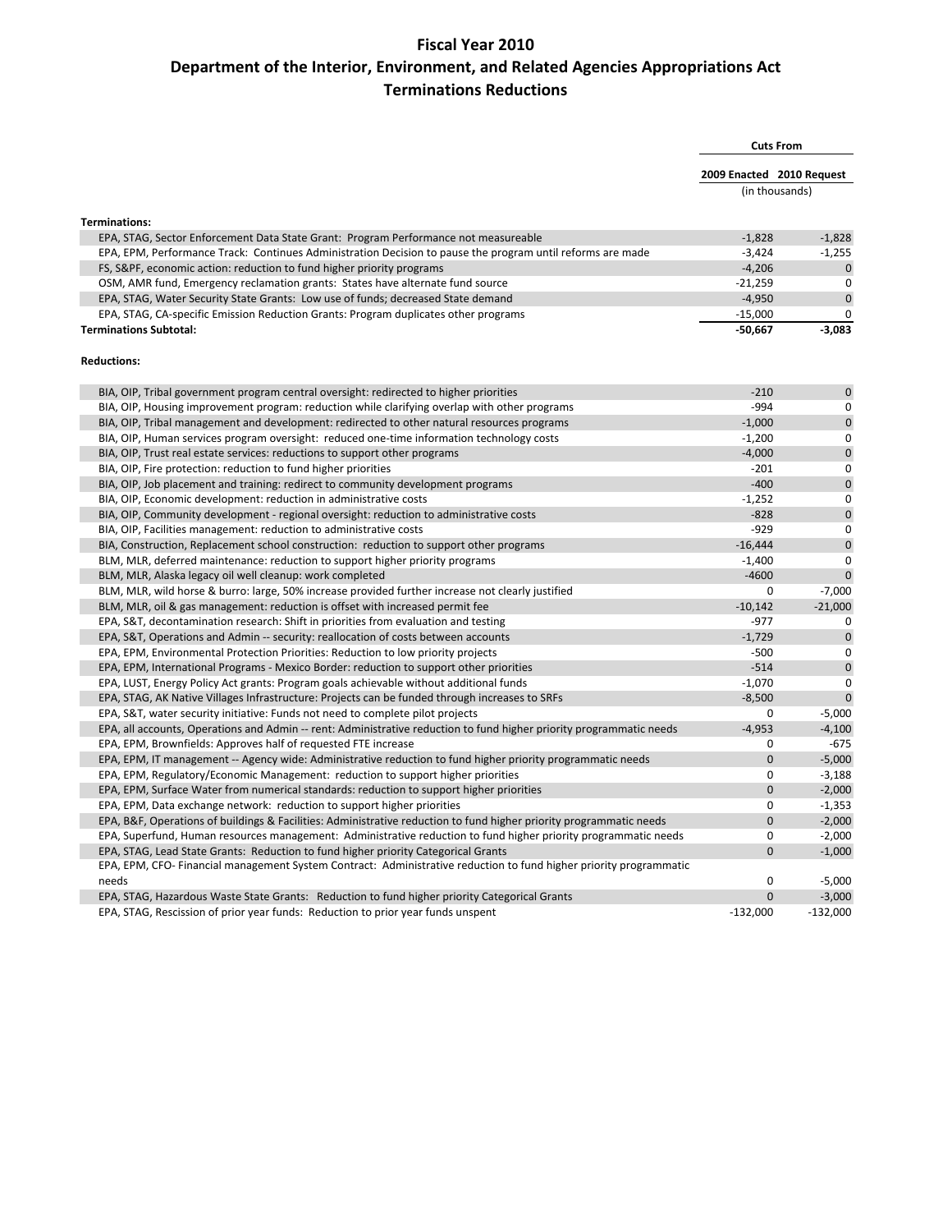# Fiscal Year 2010
# Department of the Interior, Environment, and Related Agencies Appropriations Act
# Terminations Reductions

| | Cuts From | |
|---|---|---|
| | **2009 Enacted** | **2010 Request** |
| | (in thousands) | |
| **Terminations:** | | |
| EPA, STAG, Sector Enforcement Data State Grant: Program Performance not measureable | -1,828 | -1,828 |
| EPA, EPM, Performance Track: Continues Administration Decision to pause the program until reforms are made | -3,424 | -1,255 |
| FS, S&PF, economic action: reduction to fund higher priority programs | -4,206 | 0 |
| OSM, AMR fund, Emergency reclamation grants: States have alternate fund source | -21,259 | 0 |
| EPA, STAG, Water Security State Grants: Low use of funds; decreased State demand | -4,950 | 0 |
| EPA, STAG, CA-specific Emission Reduction Grants: Program duplicates other programs | -15,000 | 0 |
| **Terminations Subtotal:** | **-50,667** | **-3,083** |
| **Reductions:** | | |
| BIA, OIP, Tribal government program central oversight: redirected to higher priorities | -210 | 0 |
| BIA, OIP, Housing improvement program: reduction while clarifying overlap with other programs | -994 | 0 |
| BIA, OIP, Tribal management and development: redirected to other natural resources programs | -1,000 | 0 |
| BIA, OIP, Human services program oversight: reduced one-time information technology costs | -1,200 | 0 |
| BIA, OIP, Trust real estate services: reductions to support other programs | -4,000 | 0 |
| BIA, OIP, Fire protection: reduction to fund higher priorities | -201 | 0 |
| BIA, OIP, Job placement and training: redirect to community development programs | -400 | 0 |
| BIA, OIP, Economic development: reduction in administrative costs | -1,252 | 0 |
| BIA, OIP, Community development - regional oversight: reduction to administrative costs | -828 | 0 |
| BIA, OIP, Facilities management: reduction to administrative costs | -929 | 0 |
| BIA, Construction, Replacement school construction: reduction to support other programs | -16,444 | 0 |
| BLM, MLR, deferred maintenance: reduction to support higher priority programs | -1,400 | 0 |
| BLM, MLR, Alaska legacy oil well cleanup: work completed | -4600 | 0 |
| BLM, MLR, wild horse & burro: large, 50% increase provided further increase not clearly justified | 0 | -7,000 |
| BLM, MLR, oil & gas management: reduction is offset with increased permit fee | -10,142 | -21,000 |
| EPA, S&T, decontamination research: Shift in priorities from evaluation and testing | -977 | 0 |
| EPA, S&T, Operations and Admin -- security: reallocation of costs between accounts | -1,729 | 0 |
| EPA, EPM, Environmental Protection Priorities: Reduction to low priority projects | -500 | 0 |
| EPA, EPM, International Programs - Mexico Border: reduction to support other priorities | -514 | 0 |
| EPA, LUST, Energy Policy Act grants: Program goals achievable without additional funds | -1,070 | 0 |
| EPA, STAG, AK Native Villages Infrastructure: Projects can be funded through increases to SRFs | -8,500 | 0 |
| EPA, S&T, water security initiative: Funds not need to complete pilot projects | 0 | -5,000 |
| EPA, all accounts, Operations and Admin -- rent: Administrative reduction to fund higher priority programmatic needs | -4,953 | -4,100 |
| EPA, EPM, Brownfields: Approves half of requested FTE increase | 0 | -675 |
| EPA, EPM, IT management -- Agency wide: Administrative reduction to fund higher priority programmatic needs | 0 | -5,000 |
| EPA, EPM, Regulatory/Economic Management: reduction to support higher priorities | 0 | -3,188 |
| EPA, EPM, Surface Water from numerical standards: reduction to support higher priorities | 0 | -2,000 |
| EPA, EPM, Data exchange network: reduction to support higher priorities | 0 | -1,353 |
| EPA, B&F, Operations of buildings & Facilities: Administrative reduction to fund higher priority programmatic needs | 0 | -2,000 |
| EPA, Superfund, Human resources management: Administrative reduction to fund higher priority programmatic needs | 0 | -2,000 |
| EPA, STAG, Lead State Grants: Reduction to fund higher priority Categorical Grants | 0 | -1,000 |
| EPA, EPM, CFO- Financial management System Contract: Administrative reduction to fund higher priority programmatic needs | 0 | -5,000 |
| EPA, STAG, Hazardous Waste State Grants: Reduction to fund higher priority Categorical Grants | 0 | -3,000 |
| EPA, STAG, Rescission of prior year funds: Reduction to prior year funds unspent | -132,000 | -132,000 |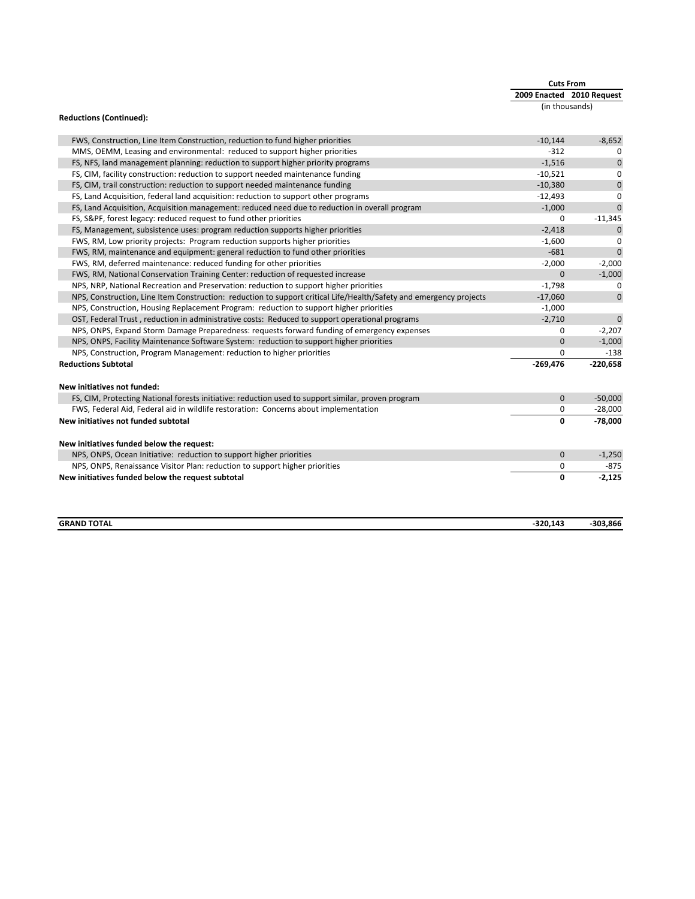| | Cuts From | |
|---|---|---|
| | 2009 Enacted | 2010 Request |
| | (in thousands) | |
| **Reductions (Continued):** | | |
| FWS, Construction, Line Item Construction, reduction to fund higher priorities | -10,144 | -8,652 |
| MMS, OEMM, Leasing and environmental: reduced to support higher priorities | -312 | 0 |
| FS, NFS, land management planning: reduction to support higher priority programs | -1,516 | 0 |
| FS, CIM, facility construction: reduction to support needed maintenance funding | -10,521 | 0 |
| FS, CIM, trail construction: reduction to support needed maintenance funding | -10,380 | 0 |
| FS, Land Acquisition, federal land acquisition: reduction to support other programs | -12,493 | 0 |
| FS, Land Acquisition, Acquisition management: reduced need due to reduction in overall program | -1,000 | 0 |
| FS, S&PF, forest legacy: reduced request to fund other priorities | 0 | -11,345 |
| FS, Management, subsistence uses: program reduction supports higher priorities | -2,418 | 0 |
| FWS, RM, Low priority projects: Program reduction supports higher priorities | -1,600 | 0 |
| FWS, RM, maintenance and equipment: general reduction to fund other priorities | -681 | 0 |
| FWS, RM, deferred maintenance: reduced funding for other priorities | -2,000 | -2,000 |
| FWS, RM, National Conservation Training Center: reduction of requested increase | 0 | -1,000 |
| NPS, NRP, National Recreation and Preservation: reduction to support higher priorities | -1,798 | 0 |
| NPS, Construction, Line Item Construction: reduction to support critical Life/Health/Safety and emergency projects | -17,060 | 0 |
| NPS, Construction, Housing Replacement Program: reduction to support higher priorities | -1,000 | |
| OST, Federal Trust , reduction in administrative costs: Reduced to support operational programs | -2,710 | 0 |
| NPS, ONPS, Expand Storm Damage Preparedness: requests forward funding of emergency expenses | 0 | -2,207 |
| NPS, ONPS, Facility Maintenance Software System: reduction to support higher priorities | 0 | -1,000 |
| NPS, Construction, Program Management: reduction to higher priorities | 0 | -138 |
| **Reductions Subtotal** | **-269,476** | **-220,658** |
| **New initiatives not funded:** | | |
| FS, CIM, Protecting National forests initiative: reduction used to support similar, proven program | 0 | -50,000 |
| FWS, Federal Aid, Federal aid in wildlife restoration: Concerns about implementation | 0 | -28,000 |
| **New initiatives not funded subtotal** | **0** | **-78,000** |
| **New initiatives funded below the request:** | | |
| NPS, ONPS, Ocean Initiative: reduction to support higher priorities | 0 | -1,250 |
| NPS, ONPS, Renaissance Visitor Plan: reduction to support higher priorities | 0 | -875 |
| **New initiatives funded below the request subtotal** | **0** | **-2,125** |
| **GRAND TOTAL** | **-320,143** | **-303,866** |